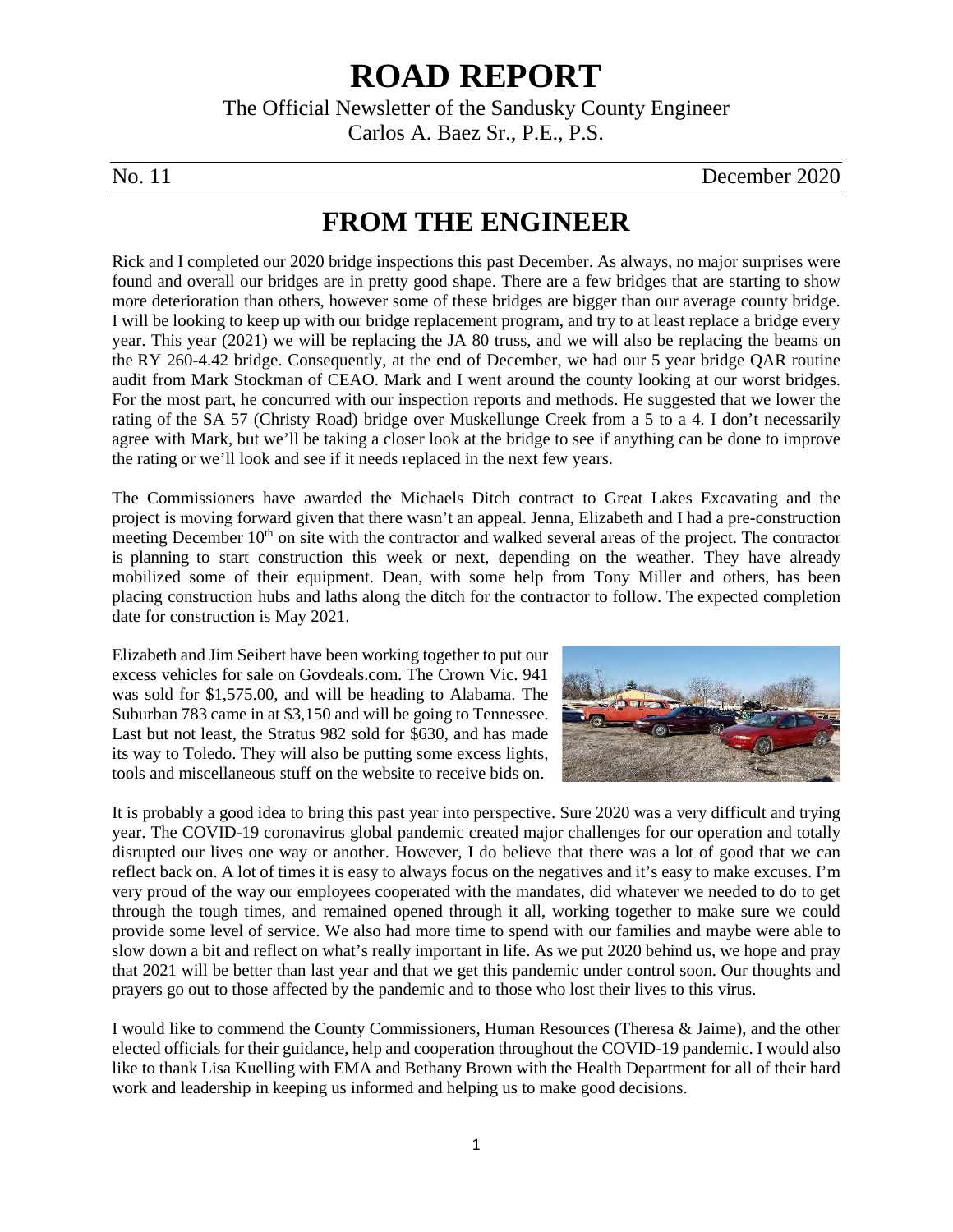# ROAD REPORT

The Official Newsletter of the Sandusky County Engineer
Carlos A. Baez Sr., P.E., P.S.

No. 11 December 2020

## FROM THE ENGINEER

Rick and I completed our 2020 bridge inspections this past December. As always, no major surprises were found and overall our bridges are in pretty good shape. There are a few bridges that are starting to show more deterioration than others, however some of these bridges are bigger than our average county bridge. I will be looking to keep up with our bridge replacement program, and try to at least replace a bridge every year. This year (2021) we will be replacing the JA 80 truss, and we will also be replacing the beams on the RY 260-4.42 bridge. Consequently, at the end of December, we had our 5 year bridge QAR routine audit from Mark Stockman of CEAO. Mark and I went around the county looking at our worst bridges. For the most part, he concurred with our inspection reports and methods. He suggested that we lower the rating of the SA 57 (Christy Road) bridge over Muskellunge Creek from a 5 to a 4. I don't necessarily agree with Mark, but we'll be taking a closer look at the bridge to see if anything can be done to improve the rating or we'll look and see if it needs replaced in the next few years.

The Commissioners have awarded the Michaels Ditch contract to Great Lakes Excavating and the project is moving forward given that there wasn't an appeal. Jenna, Elizabeth and I had a pre-construction meeting December 10th on site with the contractor and walked several areas of the project. The contractor is planning to start construction this week or next, depending on the weather. They have already mobilized some of their equipment. Dean, with some help from Tony Miller and others, has been placing construction hubs and laths along the ditch for the contractor to follow. The expected completion date for construction is May 2021.

Elizabeth and Jim Seibert have been working together to put our excess vehicles for sale on Govdeals.com. The Crown Vic. 941 was sold for $1,575.00, and will be heading to Alabama. The Suburban 783 came in at $3,150 and will be going to Tennessee. Last but not least, the Stratus 982 sold for $630, and has made its way to Toledo. They will also be putting some excess lights, tools and miscellaneous stuff on the website to receive bids on.

It is probably a good idea to bring this past year into perspective. Sure 2020 was a very difficult and trying year. The COVID-19 coronavirus global pandemic created major challenges for our operation and totally disrupted our lives one way or another. However, I do believe that there was a lot of good that we can reflect back on. A lot of times it is easy to always focus on the negatives and it's easy to make excuses. I'm very proud of the way our employees cooperated with the mandates, did whatever we needed to do to get through the tough times, and remained opened through it all, working together to make sure we could provide some level of service. We also had more time to spend with our families and maybe were able to slow down a bit and reflect on what's really important in life. As we put 2020 behind us, we hope and pray that 2021 will be better than last year and that we get this pandemic under control soon. Our thoughts and prayers go out to those affected by the pandemic and to those who lost their lives to this virus.

I would like to commend the County Commissioners, Human Resources (Theresa & Jaime), and the other elected officials for their guidance, help and cooperation throughout the COVID-19 pandemic. I would also like to thank Lisa Kuelling with EMA and Bethany Brown with the Health Department for all of their hard work and leadership in keeping us informed and helping us to make good decisions.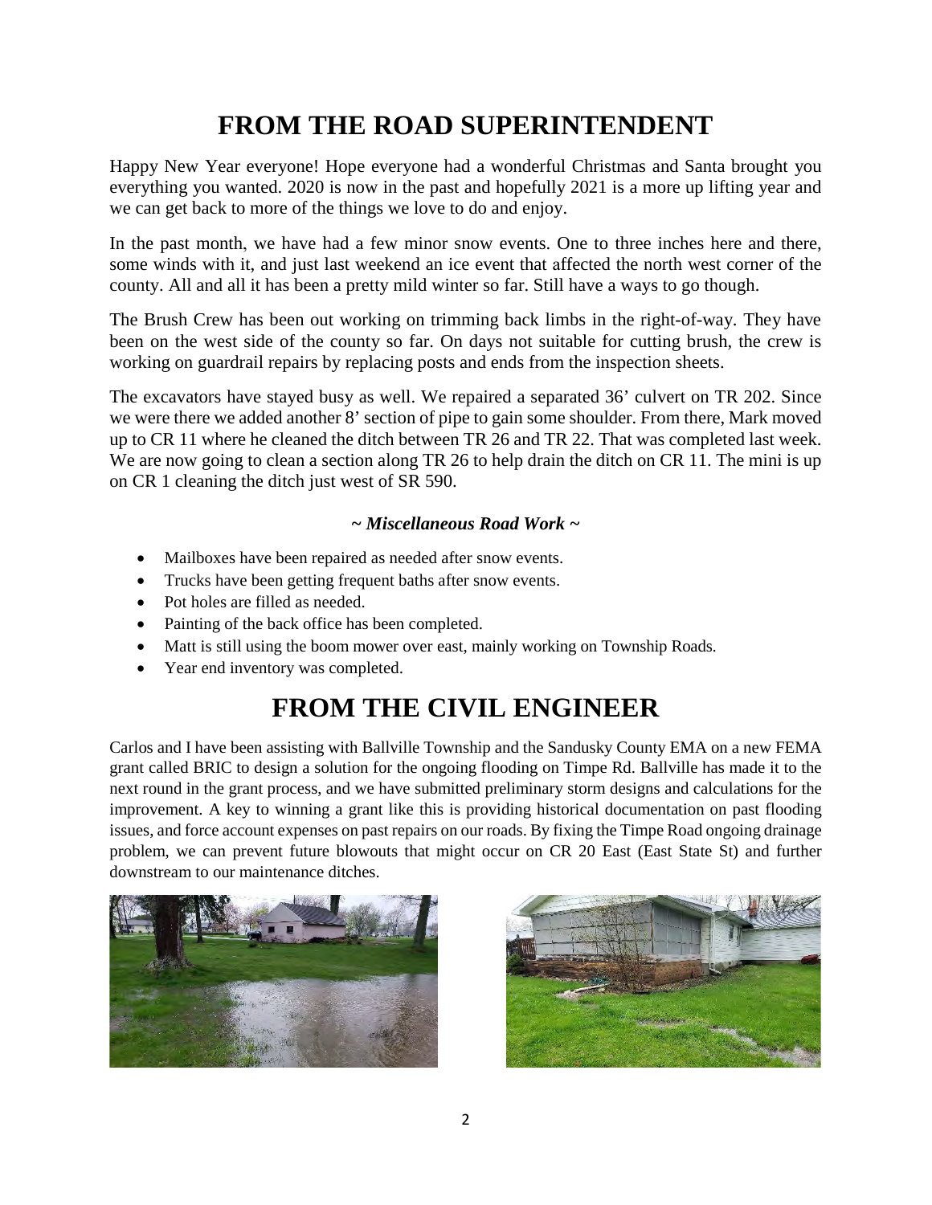# FROM THE ROAD SUPERINTENDENT

Happy New Year everyone! Hope everyone had a wonderful Christmas and Santa brought you everything you wanted. 2020 is now in the past and hopefully 2021 is a more up lifting year and we can get back to more of the things we love to do and enjoy.

In the past month, we have had a few minor snow events. One to three inches here and there, some winds with it, and just last weekend an ice event that affected the north west corner of the county. All and all it has been a pretty mild winter so far. Still have a ways to go though.

The Brush Crew has been out working on trimming back limbs in the right-of-way. They have been on the west side of the county so far. On days not suitable for cutting brush, the crew is working on guardrail repairs by replacing posts and ends from the inspection sheets.

The excavators have stayed busy as well. We repaired a separated 36' culvert on TR 202. Since we were there we added another 8' section of pipe to gain some shoulder. From there, Mark moved up to CR 11 where he cleaned the ditch between TR 26 and TR 22. That was completed last week. We are now going to clean a section along TR 26 to help drain the ditch on CR 11. The mini is up on CR 1 cleaning the ditch just west of SR 590.

***~ Miscellaneous Road Work ~***

- Mailboxes have been repaired as needed after snow events.
- Trucks have been getting frequent baths after snow events.
- Pot holes are filled as needed.
- Painting of the back office has been completed.
- Matt is still using the boom mower over east, mainly working on Township Roads.
- Year end inventory was completed.

# FROM THE CIVIL ENGINEER

Carlos and I have been assisting with Ballville Township and the Sandusky County EMA on a new FEMA grant called BRIC to design a solution for the ongoing flooding on Timpe Rd. Ballville has made it to the next round in the grant process, and we have submitted preliminary storm designs and calculations for the improvement. A key to winning a grant like this is providing historical documentation on past flooding issues, and force account expenses on past repairs on our roads. By fixing the Timpe Road ongoing drainage problem, we can prevent future blowouts that might occur on CR 20 East (East State St) and further downstream to our maintenance ditches.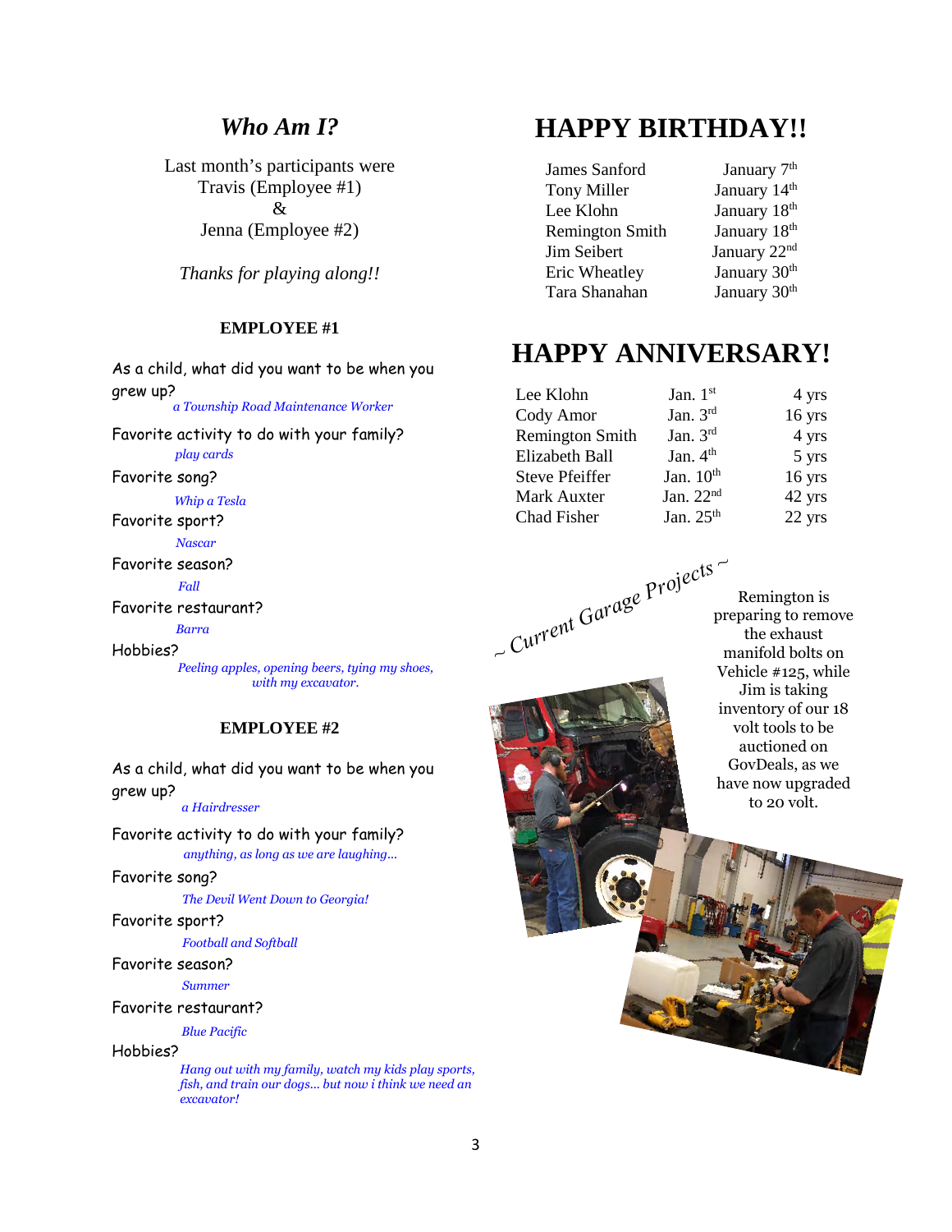## *Who Am I?*

Last month's participants were
Travis (Employee #1)
&
Jenna (Employee #2)

*Thanks for playing along!!*

**EMPLOYEE #1**

As a child, what did you want to be when you grew up?
*a Township Road Maintenance Worker*

Favorite activity to do with your family?
*play cards*

Favorite song?
*Whip a Tesla*

Favorite sport?
*Nascar*

Favorite season?
*Fall*

Favorite restaurant?
*Barra*

Hobbies?
*Peeling apples, opening beers, tying my shoes, with my excavator.*

**EMPLOYEE #2**

As a child, what did you want to be when you grew up?
*a Hairdresser*

Favorite activity to do with your family?
*anything, as long as we are laughing...*

Favorite song?
*The Devil Went Down to Georgia!*

Favorite sport?
*Football and Softball*

Favorite season?
*Summer*

Favorite restaurant?
*Blue Pacific*

Hobbies?
*Hang out with my family, watch my kids play sports, fish, and train our dogs... but now i think we need an excavator!*

# HAPPY BIRTHDAY!!

| | |
|---|---|
| James Sanford | January 7th |
| Tony Miller | January 14th |
| Lee Klohn | January 18th |
| Remington Smith | January 18th |
| Jim Seibert | January 22nd |
| Eric Wheatley | January 30th |
| Tara Shanahan | January 30th |

# HAPPY ANNIVERSARY!

| | | |
|---|---|---|
| Lee Klohn | Jan. 1st | 4 yrs |
| Cody Amor | Jan. 3rd | 16 yrs |
| Remington Smith | Jan. 3rd | 4 yrs |
| Elizabeth Ball | Jan. 4th | 5 yrs |
| Steve Pfeiffer | Jan. 10th | 16 yrs |
| Mark Auxter | Jan. 22nd | 42 yrs |
| Chad Fisher | Jan. 25th | 22 yrs |

*~ Current Garage Projects ~*

Remington is preparing to remove the exhaust manifold bolts on Vehicle #125, while Jim is taking inventory of our 18 volt tools to be auctioned on GovDeals, as we have now upgraded to 20 volt.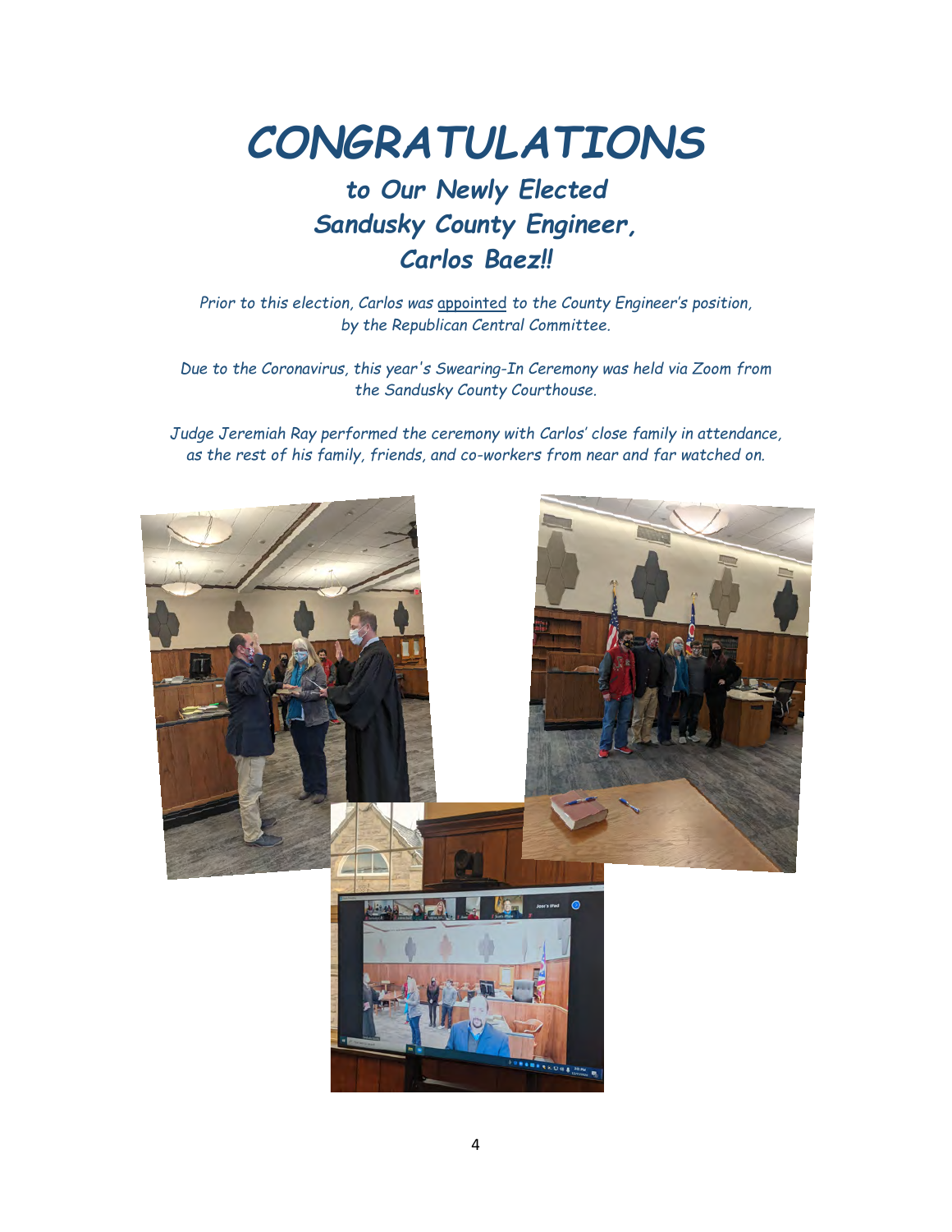# *CONGRATULATIONS*

## *to Our Newly Elected Sandusky County Engineer, Carlos Baez!!*

*Prior to this election, Carlos was <u>appointed</u> to the County Engineer's position, by the Republican Central Committee.*

*Due to the Coronavirus, this year's Swearing-In Ceremony was held via Zoom from the Sandusky County Courthouse.*

*Judge Jeremiah Ray performed the ceremony with Carlos' close family in attendance, as the rest of his family, friends, and co-workers from near and far watched on.*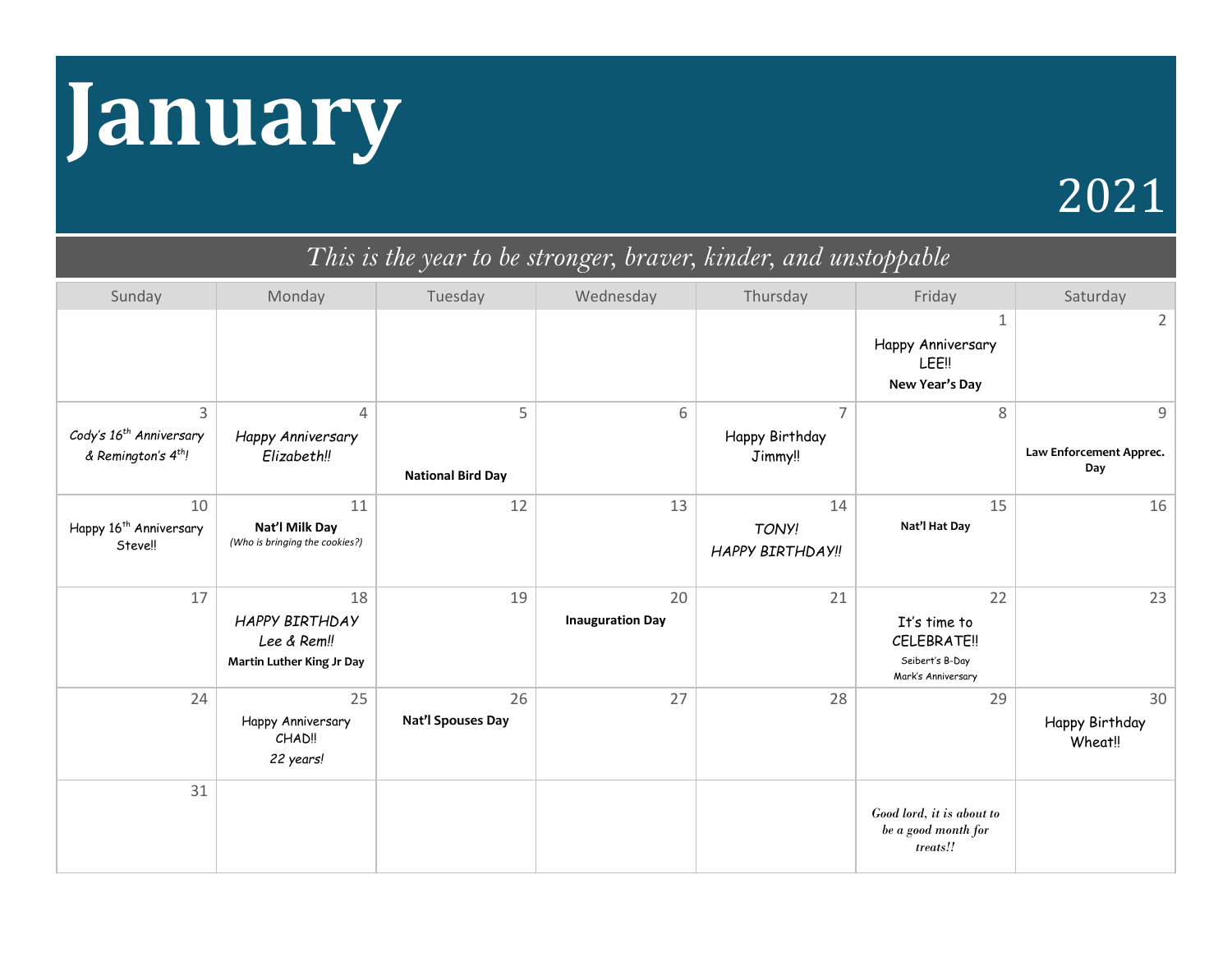# January

2021

*This is the year to be stronger, braver, kinder, and unstoppable*

| Sunday | Monday | Tuesday | Wednesday | Thursday | Friday | Saturday |
|---|---|---|---|---|---|---|
| | | | | | 1 Happy Anniversary LEE!! **New Year's Day** | 2 |
| 3 *Cody's 16th Anniversary & Remington's 4th!* | 4 *Happy Anniversary Elizabeth!!* | 5 **National Bird Day** | 6 | 7 Happy Birthday Jimmy!! | 8 | 9 **Law Enforcement Apprec. Day** |
| 10 Happy 16th Anniversary Steve!! | 11 **Nat'l Milk Day** *(Who is bringing the cookies?)* | 12 | 13 | 14 *TONY! HAPPY BIRTHDAY!!* | 15 **Nat'l Hat Day** | 16 |
| 17 | 18 *HAPPY BIRTHDAY Lee & Rem!!* **Martin Luther King Jr Day** | 19 | 20 **Inauguration Day** | 21 | 22 It's time to CELEBRATE!! Seibert's B-Day Mark's Anniversary | 23 |
| 24 | 25 Happy Anniversary CHAD!! *22 years!* | 26 **Nat'l Spouses Day** | 27 | 28 | 29 | 30 Happy Birthday Wheat!! |
| 31 | | | | | *Good lord, it is about to be a good month for treats!!* | |